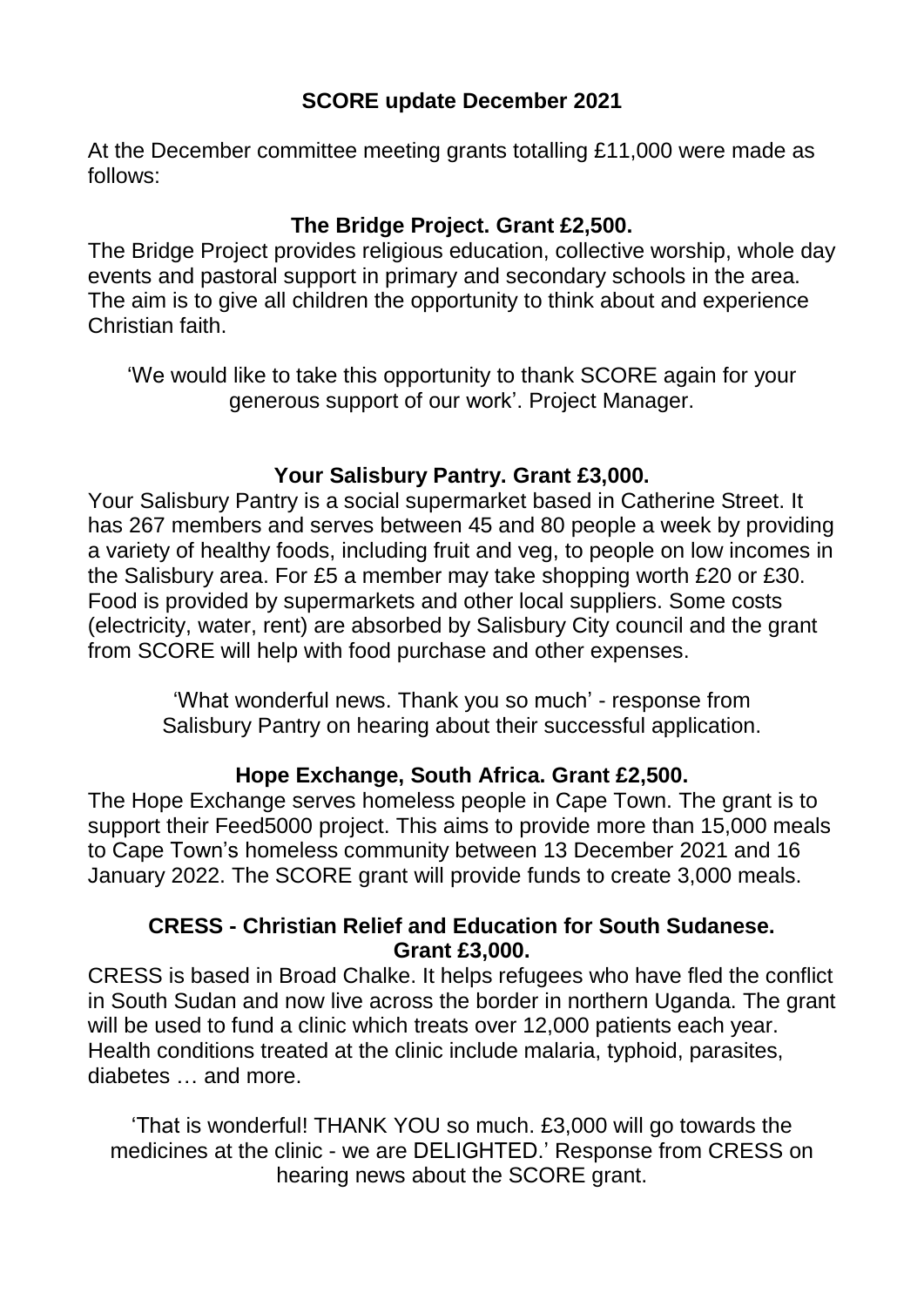# SCORE update December 2021

At the December committee meeting grants totalling £11,000 were made as follows:

## The Bridge Project. Grant £2,500.

The Bridge Project provides religious education, collective worship, whole day events and pastoral support in primary and secondary schools in the area. The aim is to give all children the opportunity to think about and experience Christian faith.

'We would like to take this opportunity to thank SCORE again for your generous support of our work'. Project Manager.

## Your Salisbury Pantry. Grant £3,000.

Your Salisbury Pantry is a social supermarket based in Catherine Street. It has 267 members and serves between 45 and 80 people a week by providing a variety of healthy foods, including fruit and veg, to people on low incomes in the Salisbury area. For £5 a member may take shopping worth £20 or £30. Food is provided by supermarkets and other local suppliers. Some costs (electricity, water, rent) are absorbed by Salisbury City council and the grant from SCORE will help with food purchase and other expenses.

'What wonderful news. Thank you so much' - response from Salisbury Pantry on hearing about their successful application.

## Hope Exchange, South Africa. Grant £2,500.

The Hope Exchange serves homeless people in Cape Town. The grant is to support their Feed5000 project. This aims to provide more than 15,000 meals to Cape Town's homeless community between 13 December 2021 and 16 January 2022. The SCORE grant will provide funds to create 3,000 meals.

## CRESS - Christian Relief and Education for South Sudanese. Grant £3,000.

CRESS is based in Broad Chalke. It helps refugees who have fled the conflict in South Sudan and now live across the border in northern Uganda. The grant will be used to fund a clinic which treats over 12,000 patients each year. Health conditions treated at the clinic include malaria, typhoid, parasites, diabetes … and more.

'That is wonderful! THANK YOU so much. £3,000 will go towards the medicines at the clinic - we are DELIGHTED.' Response from CRESS on hearing news about the SCORE grant.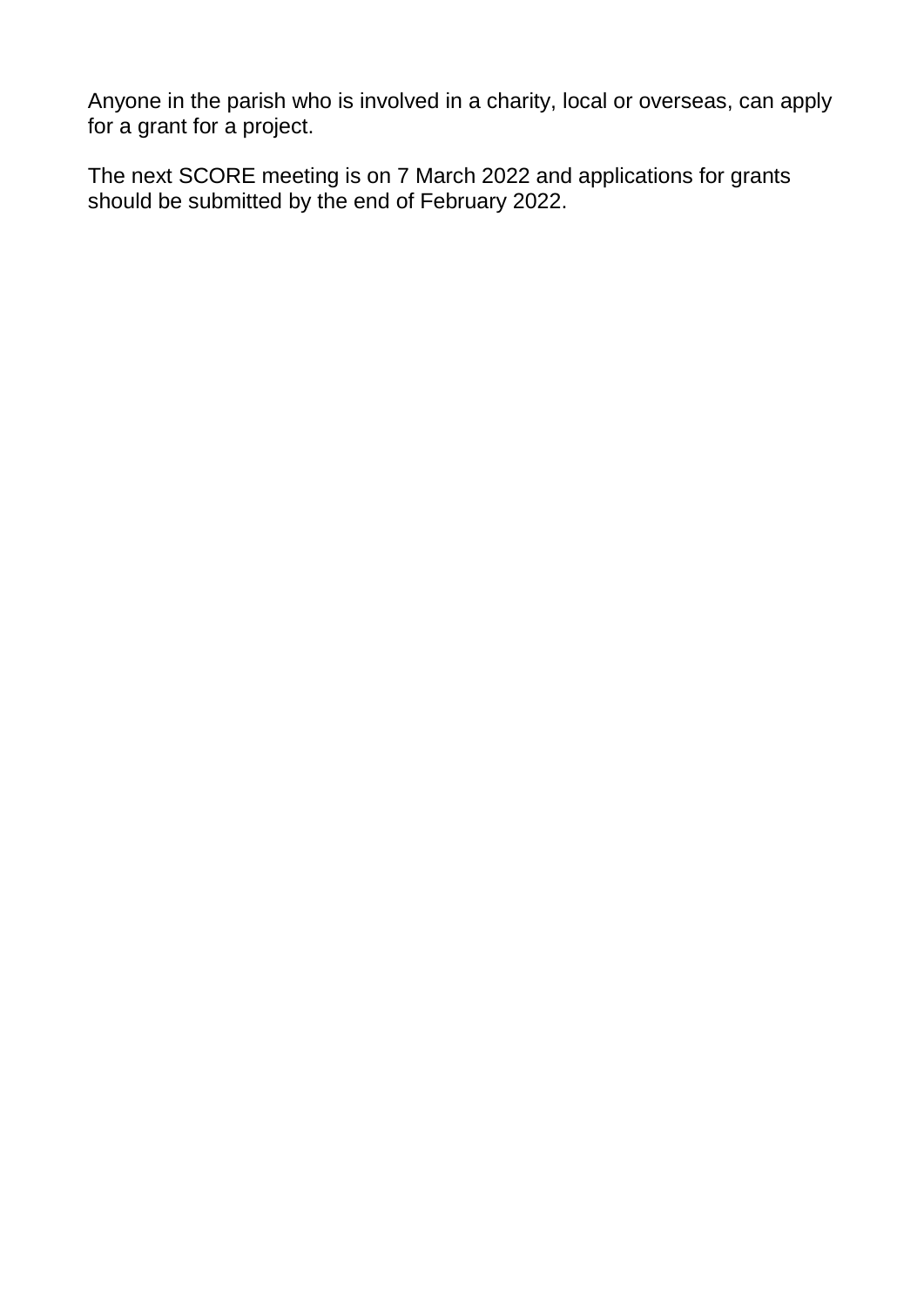Anyone in the parish who is involved in a charity, local or overseas, can apply for a grant for a project.

The next SCORE meeting is on 7 March 2022 and applications for grants should be submitted by the end of February 2022.